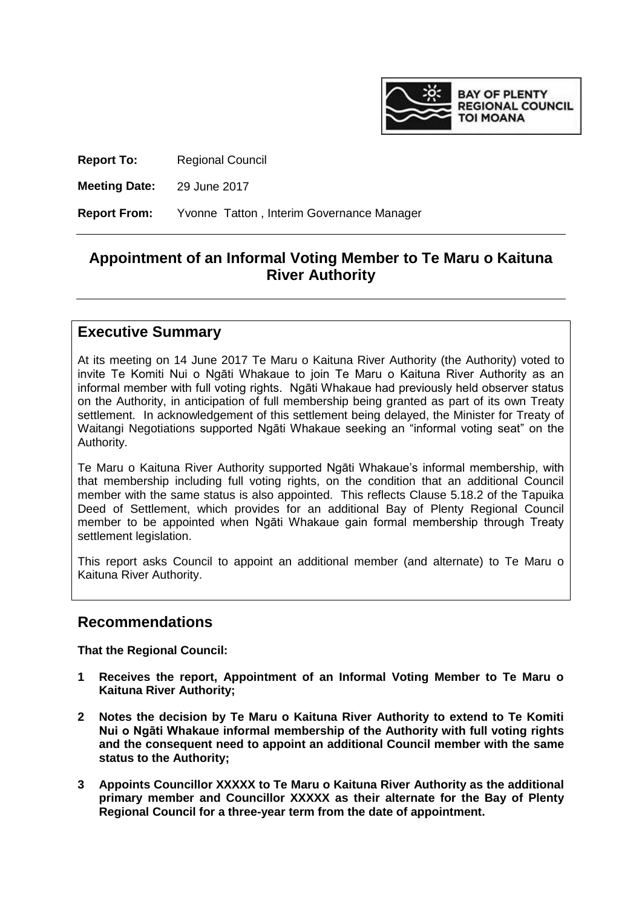BAY OF PLENTY REGIONAL COUNCIL TOI MOANA

**Report To:** Regional Council

**Meeting Date:** 29 June 2017

**Report From:** Yvonne Tatton , Interim Governance Manager

# Appointment of an Informal Voting Member to Te Maru o Kaituna River Authority

## Executive Summary

At its meeting on 14 June 2017 Te Maru o Kaituna River Authority (the Authority) voted to invite Te Komiti Nui o Ngāti Whakaue to join Te Maru o Kaituna River Authority as an informal member with full voting rights. Ngāti Whakaue had previously held observer status on the Authority, in anticipation of full membership being granted as part of its own Treaty settlement. In acknowledgement of this settlement being delayed, the Minister for Treaty of Waitangi Negotiations supported Ngāti Whakaue seeking an "informal voting seat" on the Authority.

Te Maru o Kaituna River Authority supported Ngāti Whakaue's informal membership, with that membership including full voting rights, on the condition that an additional Council member with the same status is also appointed. This reflects Clause 5.18.2 of the Tapuika Deed of Settlement, which provides for an additional Bay of Plenty Regional Council member to be appointed when Ngāti Whakaue gain formal membership through Treaty settlement legislation.

This report asks Council to appoint an additional member (and alternate) to Te Maru o Kaituna River Authority.

## Recommendations

**That the Regional Council:**

1. **Receives the report, Appointment of an Informal Voting Member to Te Maru o Kaituna River Authority;**
2. **Notes the decision by Te Maru o Kaituna River Authority to extend to Te Komiti Nui o Ngāti Whakaue informal membership of the Authority with full voting rights and the consequent need to appoint an additional Council member with the same status to the Authority;**
3. **Appoints Councillor XXXXX to Te Maru o Kaituna River Authority as the additional primary member and Councillor XXXXX as their alternate for the Bay of Plenty Regional Council for a three-year term from the date of appointment.**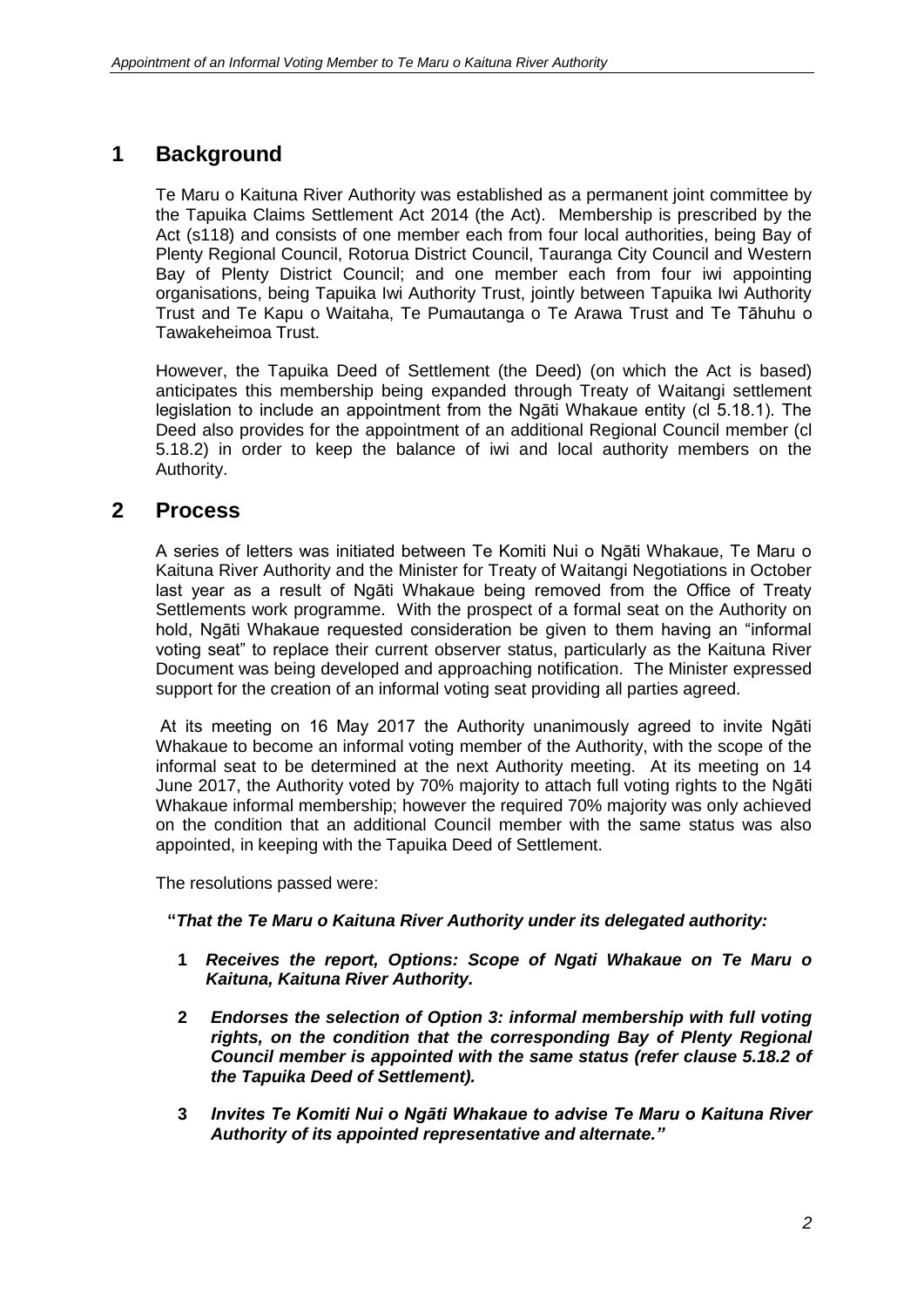# 1 Background

Te Maru o Kaituna River Authority was established as a permanent joint committee by the Tapuika Claims Settlement Act 2014 (the Act). Membership is prescribed by the Act (s118) and consists of one member each from four local authorities, being Bay of Plenty Regional Council, Rotorua District Council, Tauranga City Council and Western Bay of Plenty District Council; and one member each from four iwi appointing organisations, being Tapuika Iwi Authority Trust, jointly between Tapuika Iwi Authority Trust and Te Kapu o Waitaha, Te Pumautanga o Te Arawa Trust and Te Tāhuhu o Tawakeheimoa Trust.

However, the Tapuika Deed of Settlement (the Deed) (on which the Act is based) anticipates this membership being expanded through Treaty of Waitangi settlement legislation to include an appointment from the Ngāti Whakaue entity (cl 5.18.1). The Deed also provides for the appointment of an additional Regional Council member (cl 5.18.2) in order to keep the balance of iwi and local authority members on the Authority.

# 2 Process

A series of letters was initiated between Te Komiti Nui o Ngāti Whakaue, Te Maru o Kaituna River Authority and the Minister for Treaty of Waitangi Negotiations in October last year as a result of Ngāti Whakaue being removed from the Office of Treaty Settlements work programme. With the prospect of a formal seat on the Authority on hold, Ngāti Whakaue requested consideration be given to them having an "informal voting seat" to replace their current observer status, particularly as the Kaituna River Document was being developed and approaching notification. The Minister expressed support for the creation of an informal voting seat providing all parties agreed.

At its meeting on 16 May 2017 the Authority unanimously agreed to invite Ngāti Whakaue to become an informal voting member of the Authority, with the scope of the informal seat to be determined at the next Authority meeting. At its meeting on 14 June 2017, the Authority voted by 70% majority to attach full voting rights to the Ngāti Whakaue informal membership; however the required 70% majority was only achieved on the condition that an additional Council member with the same status was also appointed, in keeping with the Tapuika Deed of Settlement.

The resolutions passed were:

**"*That the Te Maru o Kaituna River Authority under its delegated authority:***

1. ***Receives the report, Options: Scope of Ngati Whakaue on Te Maru o Kaituna, Kaituna River Authority.***
2. ***Endorses the selection of Option 3: informal membership with full voting rights, on the condition that the corresponding Bay of Plenty Regional Council member is appointed with the same status (refer clause 5.18.2 of the Tapuika Deed of Settlement).***
3. ***Invites Te Komiti Nui o Ngāti Whakaue to advise Te Maru o Kaituna River Authority of its appointed representative and alternate."***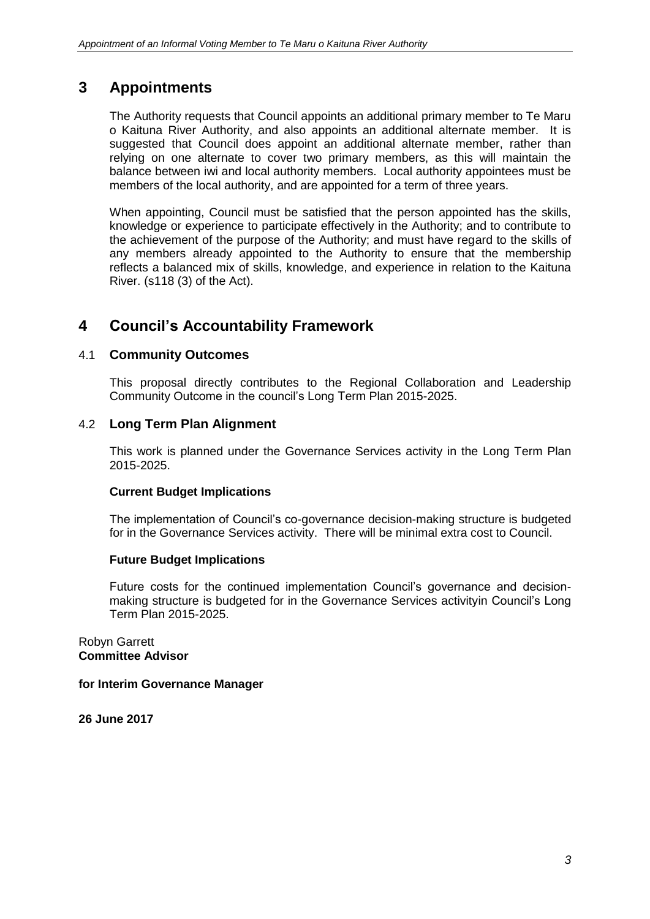# 3 Appointments

The Authority requests that Council appoints an additional primary member to Te Maru o Kaituna River Authority, and also appoints an additional alternate member. It is suggested that Council does appoint an additional alternate member, rather than relying on one alternate to cover two primary members, as this will maintain the balance between iwi and local authority members. Local authority appointees must be members of the local authority, and are appointed for a term of three years.

When appointing, Council must be satisfied that the person appointed has the skills, knowledge or experience to participate effectively in the Authority; and to contribute to the achievement of the purpose of the Authority; and must have regard to the skills of any members already appointed to the Authority to ensure that the membership reflects a balanced mix of skills, knowledge, and experience in relation to the Kaituna River. (s118 (3) of the Act).

# 4 Council's Accountability Framework

## 4.1 Community Outcomes

This proposal directly contributes to the Regional Collaboration and Leadership Community Outcome in the council's Long Term Plan 2015-2025.

## 4.2 Long Term Plan Alignment

This work is planned under the Governance Services activity in the Long Term Plan 2015-2025.

**Current Budget Implications**

The implementation of Council's co-governance decision-making structure is budgeted for in the Governance Services activity. There will be minimal extra cost to Council.

**Future Budget Implications**

Future costs for the continued implementation Council's governance and decision-making structure is budgeted for in the Governance Services activityin Council's Long Term Plan 2015-2025.

Robyn Garrett
**Committee Advisor**

**for Interim Governance Manager**

**26 June 2017**